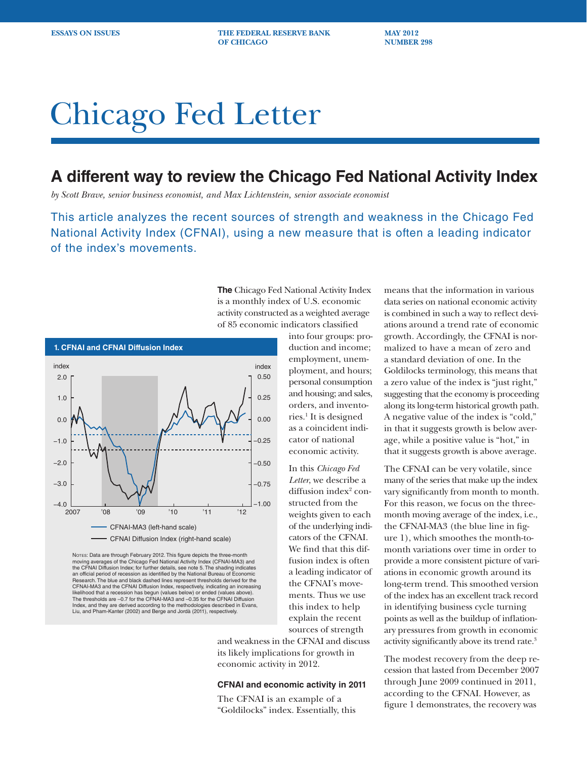ESSAYS ON ISSUES — THE FEDERAL RESERVE BANK OF CHICAGO — MAY 2012 NUMBER 298

# Chicago Fed Letter

## A different way to review the Chicago Fed National Activity Index

*by Scott Brave, senior business economist, and Max Lichtenstein, senior associate economist*

This article analyzes the recent sources of strength and weakness in the Chicago Fed National Activity Index (CFNAI), using a new measure that is often a leading indicator of the index's movements.

**The** Chicago Fed National Activity Index is a monthly index of U.S. economic activity constructed as a weighted average of 85 economic indicators classified into four groups: production and income; employment, unemployment, and hours; personal consumption and housing; and sales, orders, and inventories.[1] It is designed as a coincident indicator of national economic activity.

In this *Chicago Fed Letter*, we describe a diffusion index[2] constructed from the weights given to each of the underlying indicators of the CFNAI. We find that this diffusion index is often a leading indicator of the CFNAI's movements. Thus we use this index to help explain the recent sources of strength and weakness in the CFNAI and discuss its likely implications for growth in economic activity in 2012.

**1. CFNAI and CFNAI Diffusion Index**

Notes: Data are through February 2012. This figure depicts the three-month moving averages of the Chicago Fed National Activity Index (CFNAI-MA3) and the CFNAI Diffusion Index; for further details, see note 5. The shading indicates an official period of recession as identified by the National Bureau of Economic Research. The blue and black dashed lines represent thresholds derived for the CFNAI-MA3 and the CFNAI Diffusion Index, respectively, indicating an increasing likelihood that a recession has begun (values below) or ended (values above). The thresholds are –0.7 for the CFNAI-MA3 and –0.35 for the CFNAI Diffusion Index, and they are derived according to the methodologies described in Evans, Liu, and Pham-Kanter (2002) and Berge and Jordà (2011), respectively.

### CFNAI and economic activity in 2011

The CFNAI is an example of a "Goldilocks" index. Essentially, this means that the information in various data series on national economic activity is combined in such a way to reflect deviations around a trend rate of economic growth. Accordingly, the CFNAI is normalized to have a mean of zero and a standard deviation of one. In the Goldilocks terminology, this means that a zero value of the index is "just right," suggesting that the economy is proceeding along its long-term historical growth path. A negative value of the index is "cold," in that it suggests growth is below average, while a positive value is "hot," in that it suggests growth is above average.

The CFNAI can be very volatile, since many of the series that make up the index vary significantly from month to month. For this reason, we focus on the three-month moving average of the index, i.e., the CFNAI-MA3 (the blue line in figure 1), which smoothes the month-to-month variations over time in order to provide a more consistent picture of variations in economic growth around its long-term trend. This smoothed version of the index has an excellent track record in identifying business cycle turning points as well as the buildup of inflationary pressures from growth in economic activity significantly above its trend rate.[3]

The modest recovery from the deep recession that lasted from December 2007 through June 2009 continued in 2011, according to the CFNAI. However, as figure 1 demonstrates, the recovery was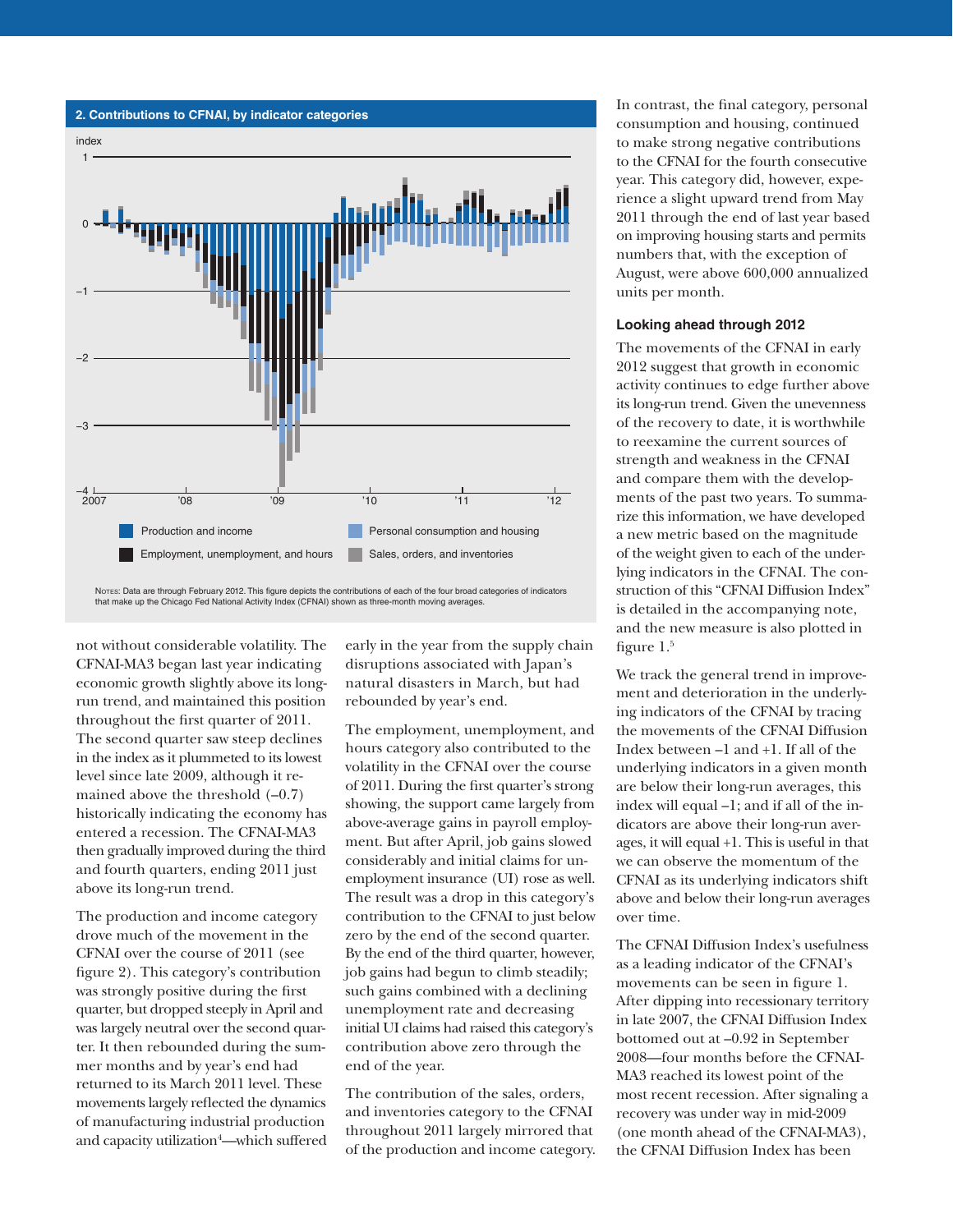**2. Contributions to CFNAI, by indicator categories**

NOTES: Data are through February 2012. This figure depicts the contributions of each of the four broad categories of indicators that make up the Chicago Fed National Activity Index (CFNAI) shown as three-month moving averages.

not without considerable volatility. The CFNAI-MA3 began last year indicating economic growth slightly above its long-run trend, and maintained this position throughout the first quarter of 2011. The second quarter saw steep declines in the index as it plummeted to its lowest level since late 2009, although it remained above the threshold (–0.7) historically indicating the economy has entered a recession. The CFNAI-MA3 then gradually improved during the third and fourth quarters, ending 2011 just above its long-run trend.

The production and income category drove much of the movement in the CFNAI over the course of 2011 (see figure 2). This category's contribution was strongly positive during the first quarter, but dropped steeply in April and was largely neutral over the second quarter. It then rebounded during the summer months and by year's end had returned to its March 2011 level. These movements largely reflected the dynamics of manufacturing industrial production and capacity utilization[4]—which suffered early in the year from the supply chain disruptions associated with Japan's natural disasters in March, but had rebounded by year's end.

The employment, unemployment, and hours category also contributed to the volatility in the CFNAI over the course of 2011. During the first quarter's strong showing, the support came largely from above-average gains in payroll employment. But after April, job gains slowed considerably and initial claims for unemployment insurance (UI) rose as well. The result was a drop in this category's contribution to the CFNAI to just below zero by the end of the second quarter. By the end of the third quarter, however, job gains had begun to climb steadily; such gains combined with a declining unemployment rate and decreasing initial UI claims had raised this category's contribution above zero through the end of the year.

The contribution of the sales, orders, and inventories category to the CFNAI throughout 2011 largely mirrored that of the production and income category.

In contrast, the final category, personal consumption and housing, continued to make strong negative contributions to the CFNAI for the fourth consecutive year. This category did, however, experience a slight upward trend from May 2011 through the end of last year based on improving housing starts and permits numbers that, with the exception of August, were above 600,000 annualized units per month.

### Looking ahead through 2012

The movements of the CFNAI in early 2012 suggest that growth in economic activity continues to edge further above its long-run trend. Given the unevenness of the recovery to date, it is worthwhile to reexamine the current sources of strength and weakness in the CFNAI and compare them with the developments of the past two years. To summarize this information, we have developed a new metric based on the magnitude of the weight given to each of the underlying indicators in the CFNAI. The construction of this "CFNAI Diffusion Index" is detailed in the accompanying note, and the new measure is also plotted in figure 1.[5]

We track the general trend in improvement and deterioration in the underlying indicators of the CFNAI by tracing the movements of the CFNAI Diffusion Index between –1 and +1. If all of the underlying indicators in a given month are below their long-run averages, this index will equal –1; and if all of the indicators are above their long-run averages, it will equal +1. This is useful in that we can observe the momentum of the CFNAI as its underlying indicators shift above and below their long-run averages over time.

The CFNAI Diffusion Index's usefulness as a leading indicator of the CFNAI's movements can be seen in figure 1. After dipping into recessionary territory in late 2007, the CFNAI Diffusion Index bottomed out at –0.92 in September 2008—four months before the CFNAI-MA3 reached its lowest point of the most recent recession. After signaling a recovery was under way in mid-2009 (one month ahead of the CFNAI-MA3), the CFNAI Diffusion Index has been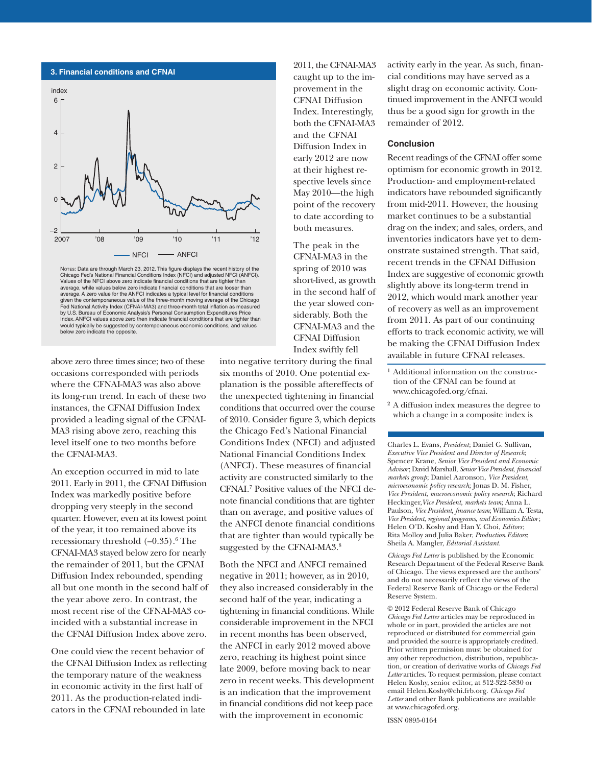**3. Financial conditions and CFNAI**

Notes: Data are through March 23, 2012. This figure displays the recent history of the Chicago Fed's National Financial Conditions Index (NFCI) and adjusted NFCI (ANFCI). Values of the NFCI above zero indicate financial conditions that are tighter than average, while values below zero indicate financial conditions that are looser than average. A zero value for the ANFCI indicates a typical level for financial conditions given the contemporaneous value of the three-month moving average of the Chicago Fed National Activity Index (CFNAI-MA3) and three-month total inflation as measured by U.S. Bureau of Economic Analysis's Personal Consumption Expenditures Price Index. ANFCI values above zero then indicate financial conditions that are tighter than would typically be suggested by contemporaneous economic conditions, and values below zero indicate the opposite.

above zero three times since; two of these occasions corresponded with periods where the CFNAI-MA3 was also above its long-run trend. In each of these two instances, the CFNAI Diffusion Index provided a leading signal of the CFNAI-MA3 rising above zero, reaching this level itself one to two months before the CFNAI-MA3.

An exception occurred in mid to late 2011. Early in 2011, the CFNAI Diffusion Index was markedly positive before dropping very steeply in the second quarter. However, even at its lowest point of the year, it too remained above its recessionary threshold (–0.35).[6] The CFNAI-MA3 stayed below zero for nearly the remainder of 2011, but the CFNAI Diffusion Index rebounded, spending all but one month in the second half of the year above zero. In contrast, the most recent rise of the CFNAI-MA3 coincided with a substantial increase in the CFNAI Diffusion Index above zero.

One could view the recent behavior of the CFNAI Diffusion Index as reflecting the temporary nature of the weakness in economic activity in the first half of 2011. As the production-related indicators in the CFNAI rebounded in late 2011, the CFNAI-MA3 caught up to the improvement in the CFNAI Diffusion Index. Interestingly, both the CFNAI-MA3 and the CFNAI Diffusion Index in early 2012 are now at their highest respective levels since May 2010—the high point of the recovery to date according to both measures.

The peak in the CFNAI-MA3 in the spring of 2010 was short-lived, as growth in the second half of the year slowed considerably. Both the CFNAI-MA3 and the CFNAI Diffusion Index swiftly fell into negative territory during the final six months of 2010. One potential explanation is the possible aftereffects of the unexpected tightening in financial conditions that occurred over the course of 2010. Consider figure 3, which depicts the Chicago Fed's National Financial Conditions Index (NFCI) and adjusted National Financial Conditions Index (ANFCI). These measures of financial activity are constructed similarly to the CFNAI.[7] Positive values of the NFCI denote financial conditions that are tighter than on average, and positive values of the ANFCI denote financial conditions that are tighter than would typically be suggested by the CFNAI-MA3.[8]

Both the NFCI and ANFCI remained negative in 2011; however, as in 2010, they also increased considerably in the second half of the year, indicating a tightening in financial conditions. While considerable improvement in the NFCI in recent months has been observed, the ANFCI in early 2012 moved above zero, reaching its highest point since late 2009, before moving back to near zero in recent weeks. This development is an indication that the improvement in financial conditions did not keep pace with the improvement in economic activity early in the year. As such, financial conditions may have served as a slight drag on economic activity. Continued improvement in the ANFCI would thus be a good sign for growth in the remainder of 2012.

### Conclusion

Recent readings of the CFNAI offer some optimism for economic growth in 2012. Production- and employment-related indicators have rebounded significantly from mid-2011. However, the housing market continues to be a substantial drag on the index; and sales, orders, and inventories indicators have yet to demonstrate sustained strength. That said, recent trends in the CFNAI Diffusion Index are suggestive of economic growth slightly above its long-term trend in 2012, which would mark another year of recovery as well as an improvement from 2011. As part of our continuing efforts to track economic activity, we will be making the CFNAI Diffusion Index available in future CFNAI releases.

[1] Additional information on the construction of the CFNAI can be found at www.chicagofed.org/cfnai.

[2] A diffusion index measures the degree to which a change in a composite index is

Charles L. Evans, *President*; Daniel G. Sullivan, *Executive Vice President and Director of Research*; Spencer Krane, *Senior Vice President and Economic Advisor*; David Marshall, *Senior Vice President, financial markets group*; Daniel Aaronson, *Vice President, microeconomic policy research*; Jonas D. M. Fisher, *Vice President, macroeconomic policy research*; Richard Heckinger, *Vice President, markets team*; Anna L. Paulson, *Vice President, finance team*; William A. Testa, *Vice President, regional programs, and Economics Editor*; Helen O'D. Koshy and Han Y. Choi, *Editors*; Rita Molloy and Julia Baker, *Production Editors*; Sheila A. Mangler, *Editorial Assistant.*

*Chicago Fed Letter* is published by the Economic Research Department of the Federal Reserve Bank of Chicago. The views expressed are the authors' and do not necessarily reflect the views of the Federal Reserve Bank of Chicago or the Federal Reserve System.

© 2012 Federal Reserve Bank of Chicago
*Chicago Fed Letter* articles may be reproduced in whole or in part, provided the articles are not reproduced or distributed for commercial gain and provided the source is appropriately credited. Prior written permission must be obtained for any other reproduction, distribution, republication, or creation of derivative works of *Chicago Fed Letter* articles. To request permission, please contact Helen Koshy, senior editor, at 312-322-5830 or email Helen.Koshy@chi.frb.org. *Chicago Fed Letter* and other Bank publications are available at www.chicagofed.org.

ISSN 0895-0164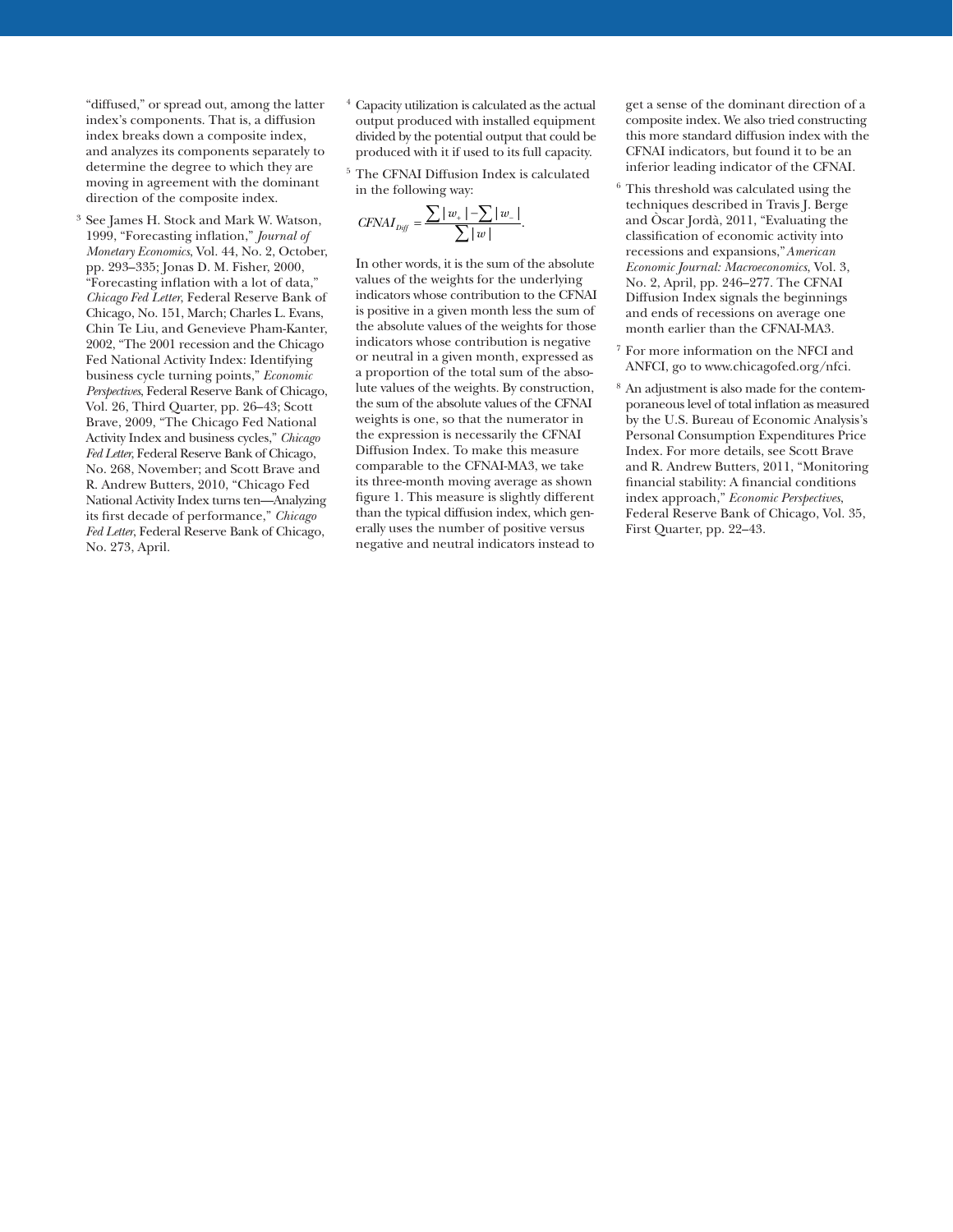"diffused," or spread out, among the latter index's components. That is, a diffusion index breaks down a composite index, and analyzes its components separately to determine the degree to which they are moving in agreement with the dominant direction of the composite index.

[3] See James H. Stock and Mark W. Watson, 1999, "Forecasting inflation," *Journal of Monetary Economics*, Vol. 44, No. 2, October, pp. 293–335; Jonas D. M. Fisher, 2000, "Forecasting inflation with a lot of data," *Chicago Fed Letter*, Federal Reserve Bank of Chicago, No. 151, March; Charles L. Evans, Chin Te Liu, and Genevieve Pham-Kanter, 2002, "The 2001 recession and the Chicago Fed National Activity Index: Identifying business cycle turning points," *Economic Perspectives*, Federal Reserve Bank of Chicago, Vol. 26, Third Quarter, pp. 26–43; Scott Brave, 2009, "The Chicago Fed National Activity Index and business cycles," *Chicago Fed Letter*, Federal Reserve Bank of Chicago, No. 268, November; and Scott Brave and R. Andrew Butters, 2010, "Chicago Fed National Activity Index turns ten—Analyzing its first decade of performance," *Chicago Fed Letter*, Federal Reserve Bank of Chicago, No. 273, April.

[4] Capacity utilization is calculated as the actual output produced with installed equipment divided by the potential output that could be produced with it if used to its full capacity.

[5] The CFNAI Diffusion Index is calculated in the following way:

$$CFNAI_{Diff} = \frac{\sum |w_+| - \sum |w_-|}{\sum |w|}.$$

In other words, it is the sum of the absolute values of the weights for the underlying indicators whose contribution to the CFNAI is positive in a given month less the sum of the absolute values of the weights for those indicators whose contribution is negative or neutral in a given month, expressed as a proportion of the total sum of the absolute values of the weights. By construction, the sum of the absolute values of the CFNAI weights is one, so that the numerator in the expression is necessarily the CFNAI Diffusion Index. To make this measure comparable to the CFNAI-MA3, we take its three-month moving average as shown figure 1. This measure is slightly different than the typical diffusion index, which generally uses the number of positive versus negative and neutral indicators instead to get a sense of the dominant direction of a composite index. We also tried constructing this more standard diffusion index with the CFNAI indicators, but found it to be an inferior leading indicator of the CFNAI.

[6] This threshold was calculated using the techniques described in Travis J. Berge and Òscar Jordà, 2011, "Evaluating the classification of economic activity into recessions and expansions," *American Economic Journal: Macroeconomics*, Vol. 3, No. 2, April, pp. 246–277. The CFNAI Diffusion Index signals the beginnings and ends of recessions on average one month earlier than the CFNAI-MA3.

[7] For more information on the NFCI and ANFCI, go to www.chicagofed.org/nfci.

[8] An adjustment is also made for the contemporaneous level of total inflation as measured by the U.S. Bureau of Economic Analysis's Personal Consumption Expenditures Price Index. For more details, see Scott Brave and R. Andrew Butters, 2011, "Monitoring financial stability: A financial conditions index approach," *Economic Perspectives*, Federal Reserve Bank of Chicago, Vol. 35, First Quarter, pp. 22–43.